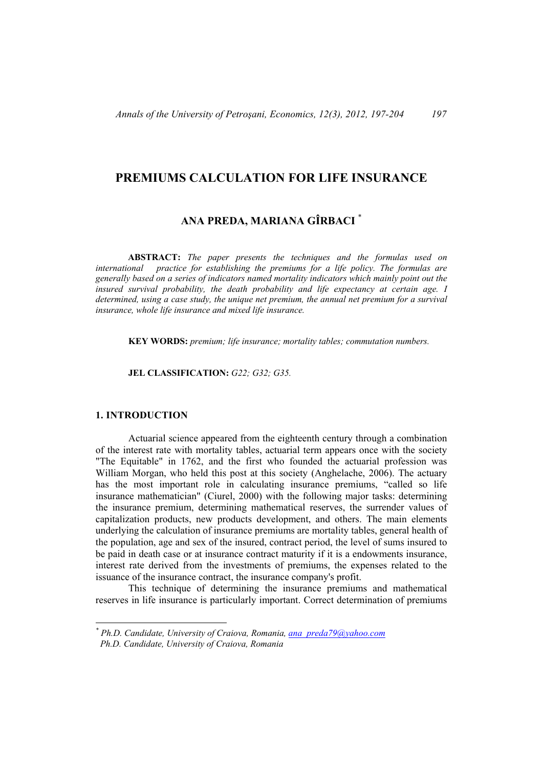# PREMIUMS CALCULATION FOR LIFE INSURANCE

## ANA PREDA, MARIANA GÎRBACI [*]

**ABSTRACT:** *The paper presents the techniques and the formulas used on international practice for establishing the premiums for a life policy. The formulas are generally based on a series of indicators named mortality indicators which mainly point out the insured survival probability, the death probability and life expectancy at certain age. I determined, using a case study, the unique net premium, the annual net premium for a survival insurance, whole life insurance and mixed life insurance.*

**KEY WORDS:** *premium; life insurance; mortality tables; commutation numbers.*

**JEL CLASSIFICATION:** *G22; G32; G35.*

## 1. INTRODUCTION

Actuarial science appeared from the eighteenth century through a combination of the interest rate with mortality tables, actuarial term appears once with the society "The Equitable" in 1762, and the first who founded the actuarial profession was William Morgan, who held this post at this society (Anghelache, 2006). The actuary has the most important role in calculating insurance premiums, "called so life insurance mathematician" (Ciurel, 2000) with the following major tasks: determining the insurance premium, determining mathematical reserves, the surrender values of capitalization products, new products development, and others. The main elements underlying the calculation of insurance premiums are mortality tables, general health of the population, age and sex of the insured, contract period, the level of sums insured to be paid in death case or at insurance contract maturity if it is a endowments insurance, interest rate derived from the investments of premiums, the expenses related to the issuance of the insurance contract, the insurance company's profit.

This technique of determining the insurance premiums and mathematical reserves in life insurance is particularly important. Correct determination of premiums

---

[*] *Ph.D. Candidate, University of Craiova, Romania, ana_preda79@yahoo.com*
*Ph.D. Candidate, University of Craiova, Romania*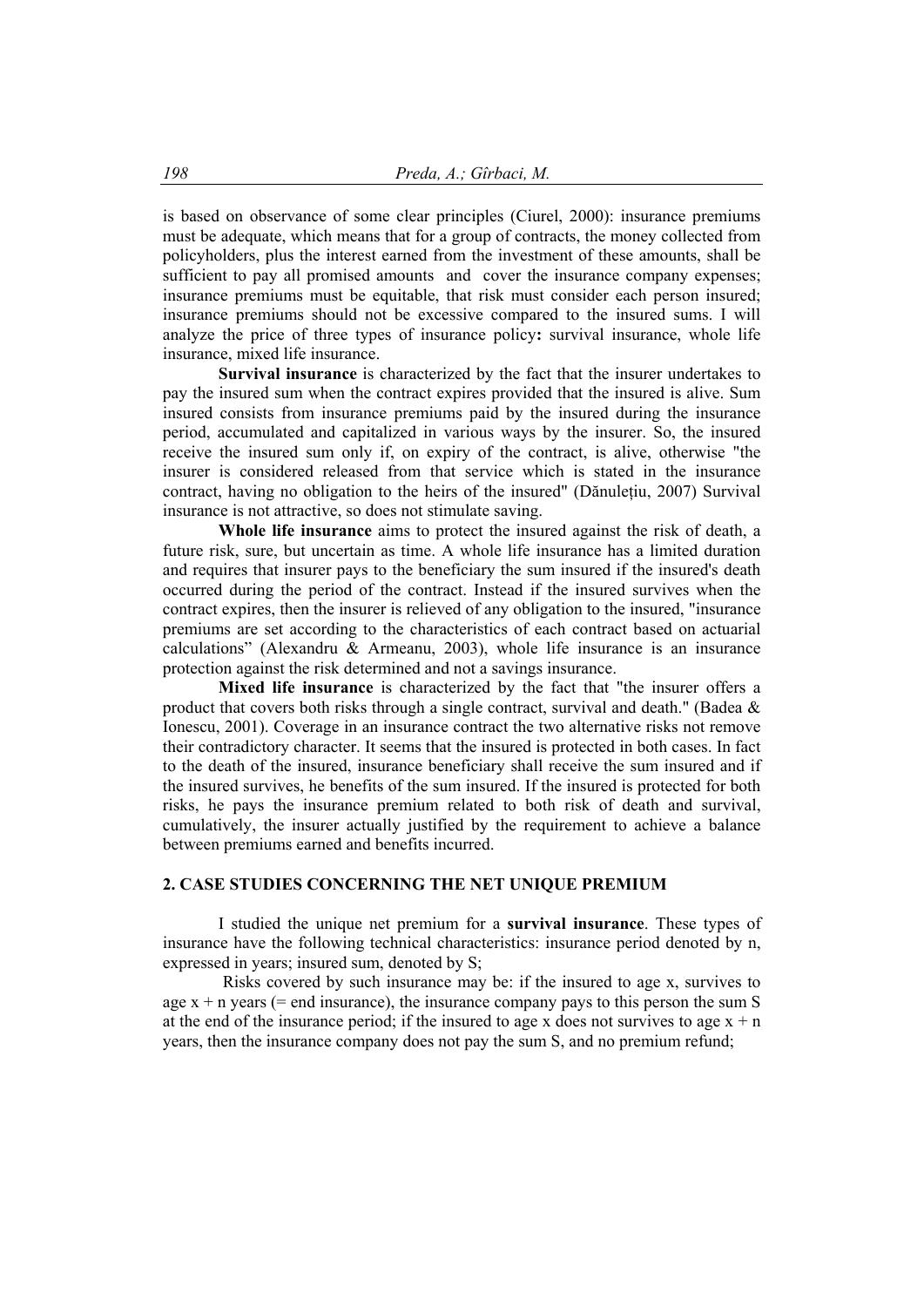is based on observance of some clear principles (Ciurel, 2000): insurance premiums must be adequate, which means that for a group of contracts, the money collected from policyholders, plus the interest earned from the investment of these amounts, shall be sufficient to pay all promised amounts and cover the insurance company expenses; insurance premiums must be equitable, that risk must consider each person insured; insurance premiums should not be excessive compared to the insured sums. I will analyze the price of three types of insurance policy**:** survival insurance, whole life insurance, mixed life insurance.

**Survival insurance** is characterized by the fact that the insurer undertakes to pay the insured sum when the contract expires provided that the insured is alive. Sum insured consists from insurance premiums paid by the insured during the insurance period, accumulated and capitalized in various ways by the insurer. So, the insured receive the insured sum only if, on expiry of the contract, is alive, otherwise "the insurer is considered released from that service which is stated in the insurance contract, having no obligation to the heirs of the insured" (Dănulețiu, 2007) Survival insurance is not attractive, so does not stimulate saving.

**Whole life insurance** aims to protect the insured against the risk of death, a future risk, sure, but uncertain as time. A whole life insurance has a limited duration and requires that insurer pays to the beneficiary the sum insured if the insured's death occurred during the period of the contract. Instead if the insured survives when the contract expires, then the insurer is relieved of any obligation to the insured, "insurance premiums are set according to the characteristics of each contract based on actuarial calculations" (Alexandru & Armeanu, 2003), whole life insurance is an insurance protection against the risk determined and not a savings insurance.

**Mixed life insurance** is characterized by the fact that "the insurer offers a product that covers both risks through a single contract, survival and death." (Badea & Ionescu, 2001). Coverage in an insurance contract the two alternative risks not remove their contradictory character. It seems that the insured is protected in both cases. In fact to the death of the insured, insurance beneficiary shall receive the sum insured and if the insured survives, he benefits of the sum insured. If the insured is protected for both risks, he pays the insurance premium related to both risk of death and survival, cumulatively, the insurer actually justified by the requirement to achieve a balance between premiums earned and benefits incurred.

## 2. CASE STUDIES CONCERNING THE NET UNIQUE PREMIUM

I studied the unique net premium for a **survival insurance**. These types of insurance have the following technical characteristics: insurance period denoted by n, expressed in years; insured sum, denoted by S;

Risks covered by such insurance may be: if the insured to age x, survives to age x + n years (= end insurance), the insurance company pays to this person the sum S at the end of the insurance period; if the insured to age x does not survives to age x + n years, then the insurance company does not pay the sum S, and no premium refund;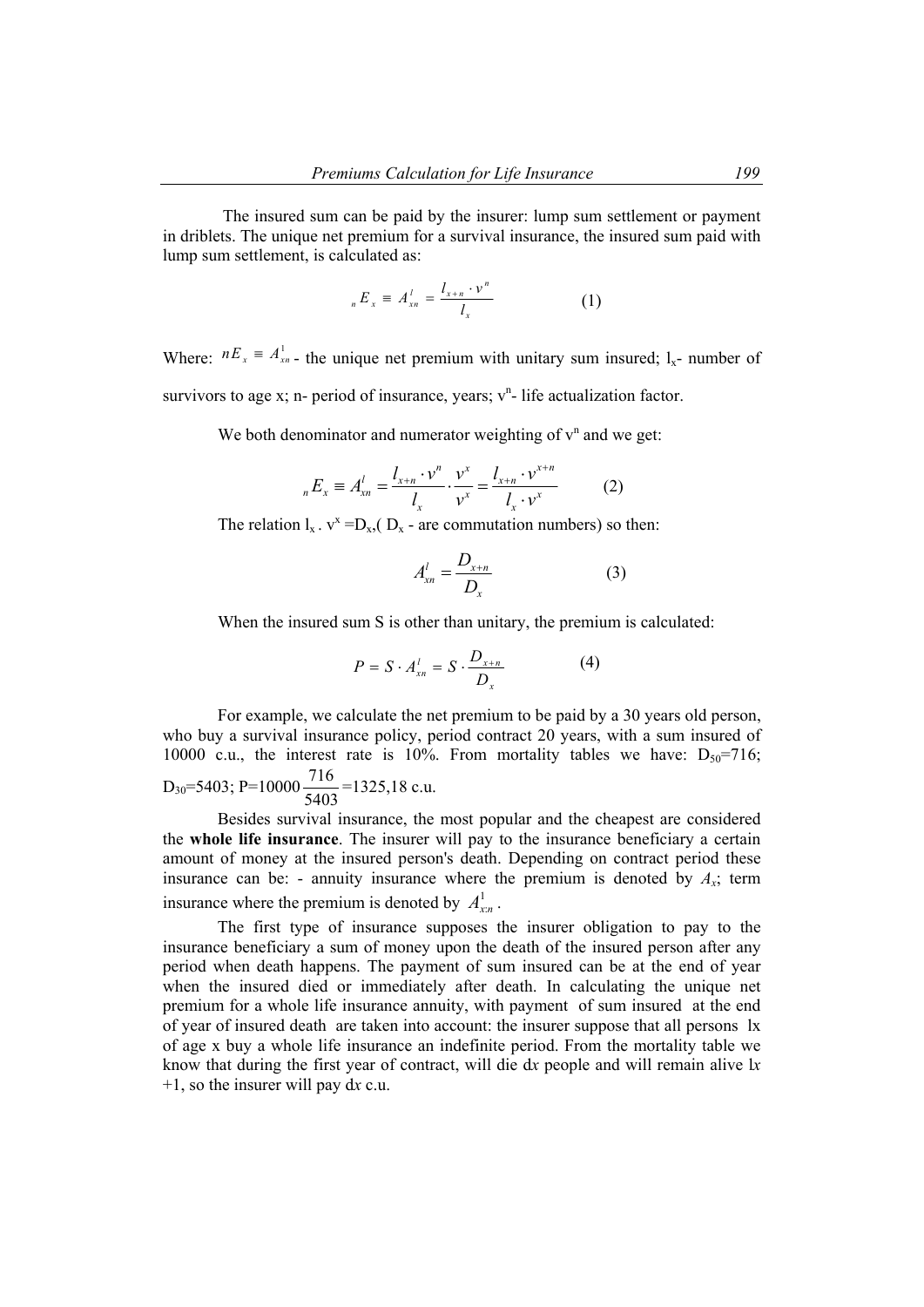The insured sum can be paid by the insurer: lump sum settlement or payment in driblets. The unique net premium for a survival insurance, the insured sum paid with lump sum settlement, is calculated as:

$$ {}_{n}E_{x} \equiv A_{xn}^{l} = \frac{l_{x+n} \cdot v^{n}}{l_{x}} \tag{1} $$

Where: $nE_x \equiv A_{xn}^{1}$ - the unique net premium with unitary sum insured; $l_x$- number of survivors to age x; n- period of insurance, years; $v^n$- life actualization factor.

We both denominator and numerator weighting of $v^n$ and we get:

$$ {}_{n}E_{x} \equiv A_{xn}^{l} = \frac{l_{x+n} \cdot v^{n}}{l_{x}} \cdot \frac{v^{x}}{v^{x}} = \frac{l_{x+n} \cdot v^{x+n}}{l_{x} \cdot v^{x}} \tag{2} $$

The relation $l_x . v^x = D_x$,( $D_x$ - are commutation numbers) so then:

$$ A_{xn}^{l} = \frac{D_{x+n}}{D_{x}} \tag{3} $$

When the insured sum S is other than unitary, the premium is calculated:

$$ P = S \cdot A_{xn}^{l} = S \cdot \frac{D_{x+n}}{D_{x}} \tag{4} $$

For example, we calculate the net premium to be paid by a 30 years old person, who buy a survival insurance policy, period contract 20 years, with a sum insured of 10000 c.u., the interest rate is 10%. From mortality tables we have: $D_{50}$=716; $D_{30}$=5403; P=10000 $\frac{716}{5403}$ =1325,18 c.u.

Besides survival insurance, the most popular and the cheapest are considered the **whole life insurance**. The insurer will pay to the insurance beneficiary a certain amount of money at the insured person's death. Depending on contract period these insurance can be: - annuity insurance where the premium is denoted by $A_x$; term insurance where the premium is denoted by $A_{x:n}^{1}$.

The first type of insurance supposes the insurer obligation to pay to the insurance beneficiary a sum of money upon the death of the insured person after any period when death happens. The payment of sum insured can be at the end of year when the insured died or immediately after death. In calculating the unique net premium for a whole life insurance annuity, with payment of sum insured at the end of year of insured death are taken into account: the insurer suppose that all persons lx of age x buy a whole life insurance an indefinite period. From the mortality table we know that during the first year of contract, will die d*x* people and will remain alive l*x* +1, so the insurer will pay d*x* c.u.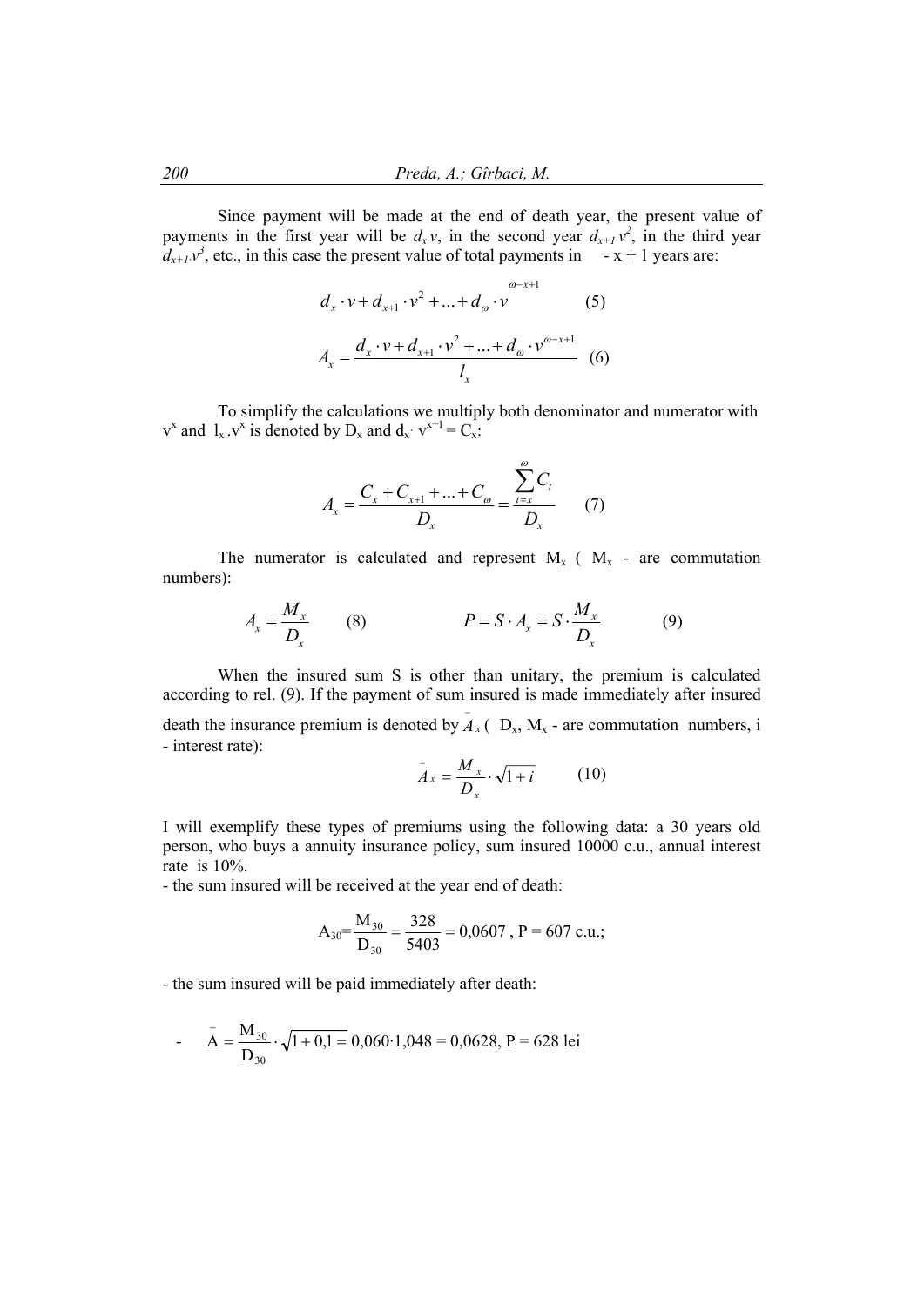Since payment will be made at the end of death year, the present value of payments in the first year will be $d_x \cdot v$, in the second year $d_{x+1} \cdot v^2$, in the third year $d_{x+1} \cdot v^3$, etc., in this case the present value of total payments in  - x + 1 years are:

$$d_x \cdot v + d_{x+1} \cdot v^2 + ... + d_\omega \cdot v^{\omega - x + 1} \qquad (5)$$

$$A_x = \frac{d_x \cdot v + d_{x+1} \cdot v^2 + ... + d_\omega \cdot v^{\omega - x + 1}}{l_x} \qquad (6)$$

To simplify the calculations we multiply both denominator and numerator with $v^x$ and $l_x . v^x$ is denoted by $D_x$ and $d_x \cdot v^{x+1} = C_x$:

$$A_x = \frac{C_x + C_{x+1} + ... + C_\omega}{D_x} = \frac{\sum_{t=x}^{\omega} C_t}{D_x} \qquad (7)$$

The numerator is calculated and represent $M_x$ ( $M_x$ - are commutation numbers):

$$A_x = \frac{M_x}{D_x} \qquad (8) \qquad\qquad P = S \cdot A_x = S \cdot \frac{M_x}{D_x} \qquad (9)$$

When the insured sum S is other than unitary, the premium is calculated according to rel. (9). If the payment of sum insured is made immediately after insured death the insurance premium is denoted by $\bar{A}_x$ ( $D_x$, $M_x$ - are commutation numbers, i - interest rate):

$$\bar{A}_x = \frac{M_x}{D_x} \cdot \sqrt{1 + i} \qquad (10)$$

I will exemplify these types of premiums using the following data: a 30 years old person, who buys a annuity insurance policy, sum insured 10000 c.u., annual interest rate is 10%.

- the sum insured will be received at the year end of death:

$$A_{30} = \frac{M_{30}}{D_{30}} = \frac{328}{5403} = 0{,}0607 \text{ , P = 607 c.u.;}$$

- the sum insured will be paid immediately after death:

- $$\bar{A} = \frac{M_{30}}{D_{30}} \cdot \sqrt{1 + 0{,}1 =} \; 0{,}060 \cdot 1{,}048 = 0{,}0628 \text{, P = 628 lei}$$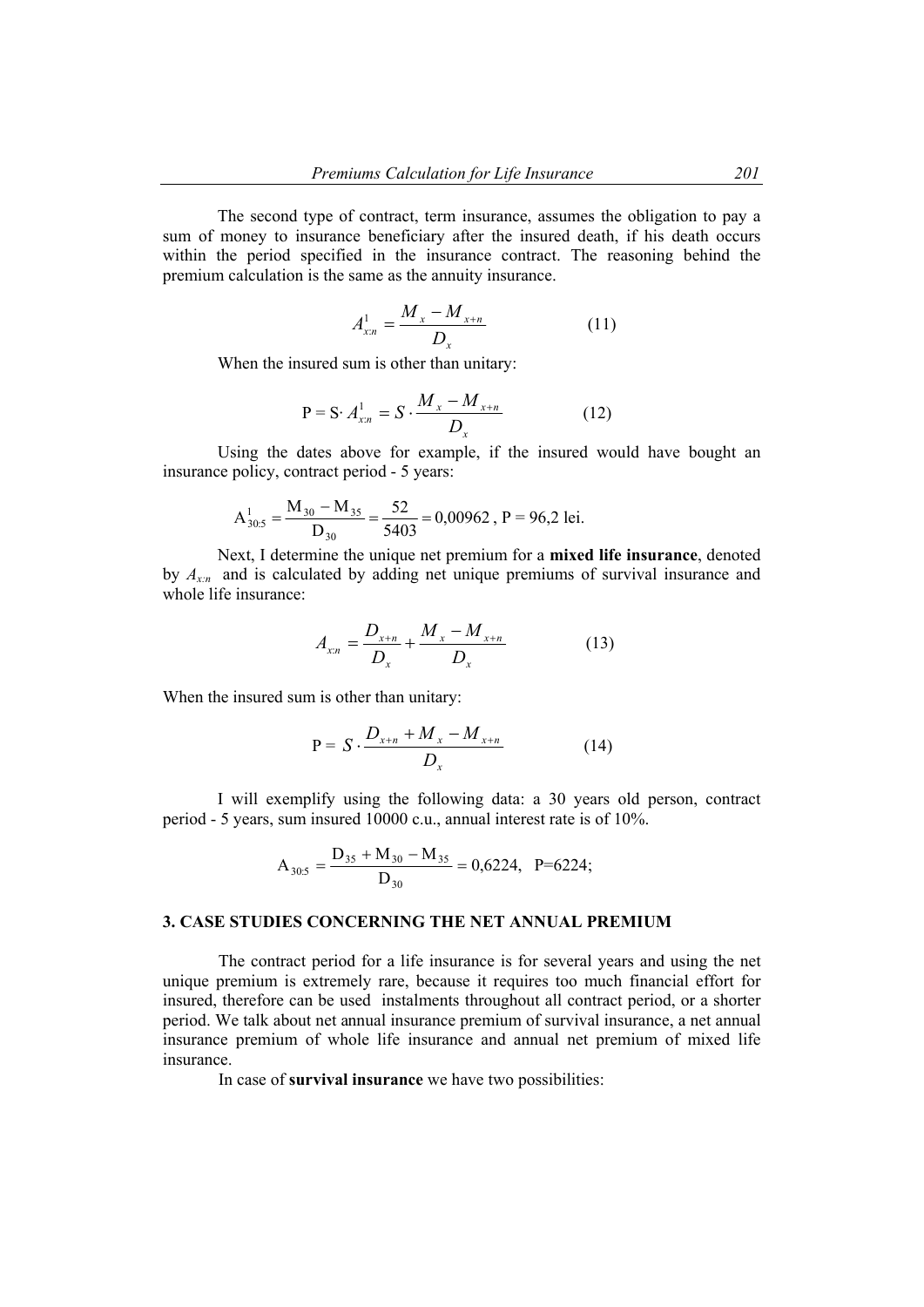The second type of contract, term insurance, assumes the obligation to pay a sum of money to insurance beneficiary after the insured death, if his death occurs within the period specified in the insurance contract. The reasoning behind the premium calculation is the same as the annuity insurance.

$$A^1_{x:n} = \frac{M_x - M_{x+n}}{D_x} \tag{11}$$

When the insured sum is other than unitary:

$$P = S \cdot A^1_{x:n} = S \cdot \frac{M_x - M_{x+n}}{D_x} \tag{12}$$

Using the dates above for example, if the insured would have bought an insurance policy, contract period - 5 years:

$$A^1_{30:5} = \frac{M_{30} - M_{35}}{D_{30}} = \frac{52}{5403} = 0{,}00962 \text{ , } P = 96{,}2 \text{ lei.}$$

Next, I determine the unique net premium for a **mixed life insurance**, denoted by $A_{x:n}$ and is calculated by adding net unique premiums of survival insurance and whole life insurance:

$$A_{x:n} = \frac{D_{x+n}}{D_x} + \frac{M_x - M_{x+n}}{D_x} \tag{13}$$

When the insured sum is other than unitary:

$$P = S \cdot \frac{D_{x+n} + M_x - M_{x+n}}{D_x} \tag{14}$$

I will exemplify using the following data: a 30 years old person, contract period - 5 years, sum insured 10000 c.u., annual interest rate is of 10%.

$$A_{30:5} = \frac{D_{35} + M_{30} - M_{35}}{D_{30}} = 0{,}6224, \quad P=6224;$$

## 3. CASE STUDIES CONCERNING THE NET ANNUAL PREMIUM

The contract period for a life insurance is for several years and using the net unique premium is extremely rare, because it requires too much financial effort for insured, therefore can be used instalments throughout all contract period, or a shorter period. We talk about net annual insurance premium of survival insurance, a net annual insurance premium of whole life insurance and annual net premium of mixed life insurance.

In case of **survival insurance** we have two possibilities: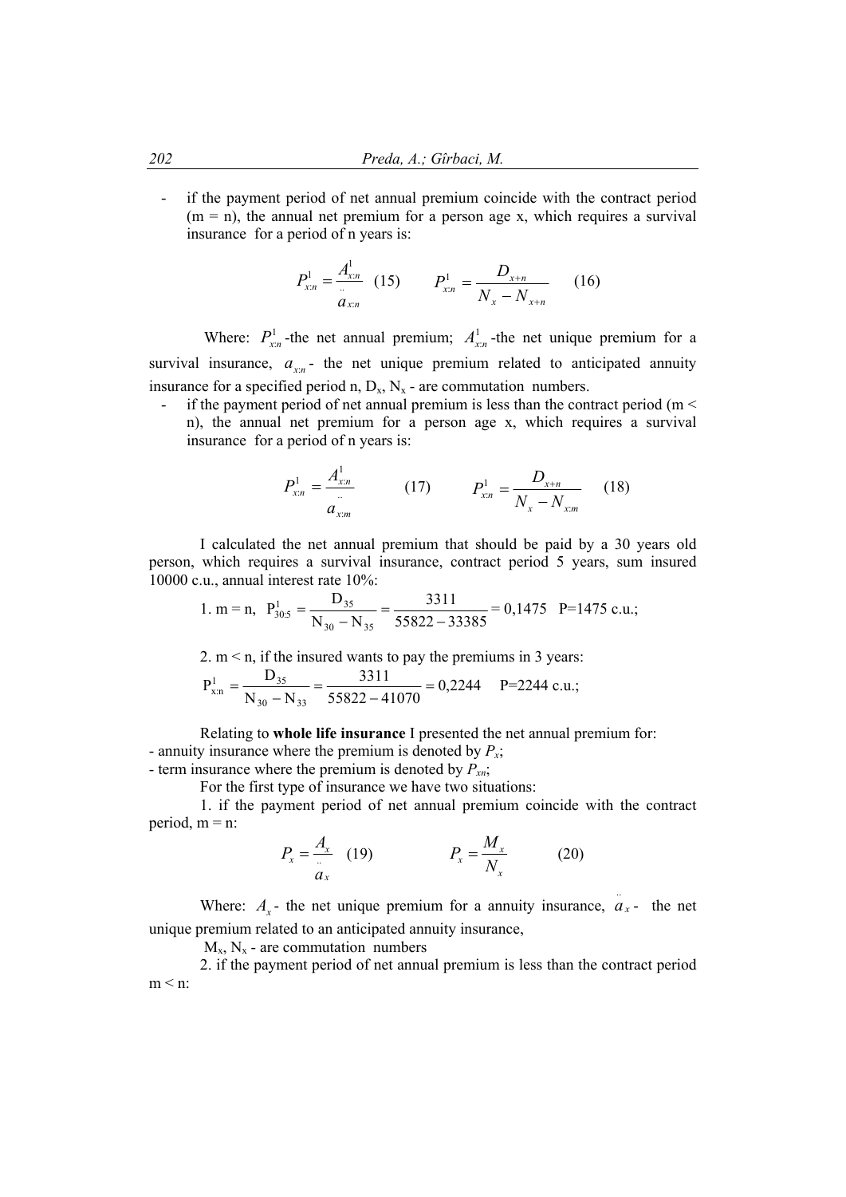- if the payment period of net annual premium coincide with the contract period (m = n), the annual net premium for a person age x, which requires a survival insurance for a period of n years is:

$$P^{1}_{x:n} = \frac{A^{1}_{x:n}}{\ddot{a}_{x:n}} \quad (15) \qquad P^{1}_{x:n} = \frac{D_{x+n}}{N_x - N_{x+n}} \quad (16)$$

Where: $P^{1}_{x:n}$ -the net annual premium; $A^{1}_{x:n}$ -the net unique premium for a survival insurance, $a_{x:n}$ - the net unique premium related to anticipated annuity insurance for a specified period n, $D_x$, $N_x$ - are commutation numbers.

- if the payment period of net annual premium is less than the contract period (m < n), the annual net premium for a person age x, which requires a survival insurance for a period of n years is:

$$P^{1}_{x:n} = \frac{A^{1}_{x:n}}{\ddot{a}_{x:m}} \quad (17) \qquad P^{1}_{x:n} = \frac{D_{x+n}}{N_x - N_{x:m}} \quad (18)$$

I calculated the net annual premium that should be paid by a 30 years old person, which requires a survival insurance, contract period 5 years, sum insured 10000 c.u., annual interest rate 10%:

1. m = n, $P^{1}_{30:5} = \frac{D_{35}}{N_{30} - N_{35}} = \frac{3311}{55822 - 33385} = 0{,}1475$ P=1475 c.u.;

2. m < n, if the insured wants to pay the premiums in 3 years:

$P^{1}_{x:n} = \frac{D_{35}}{N_{30} - N_{33}} = \frac{3311}{55822 - 41070} = 0{,}2244$ P=2244 c.u.;

Relating to **whole life insurance** I presented the net annual premium for:
- annuity insurance where the premium is denoted by $P_x$;
- term insurance where the premium is denoted by $P_{xn}$;

For the first type of insurance we have two situations:

1. if the payment period of net annual premium coincide with the contract period, m = n:

$$P_x = \frac{A_x}{\ddot{a}_x} \quad (19) \qquad P_x = \frac{M_x}{N_x} \quad (20)$$

Where: $A_x$ - the net unique premium for a annuity insurance, $\ddot{a}_x$ - the net unique premium related to an anticipated annuity insurance,

$M_x$, $N_x$ - are commutation numbers

2. if the payment period of net annual premium is less than the contract period m < n: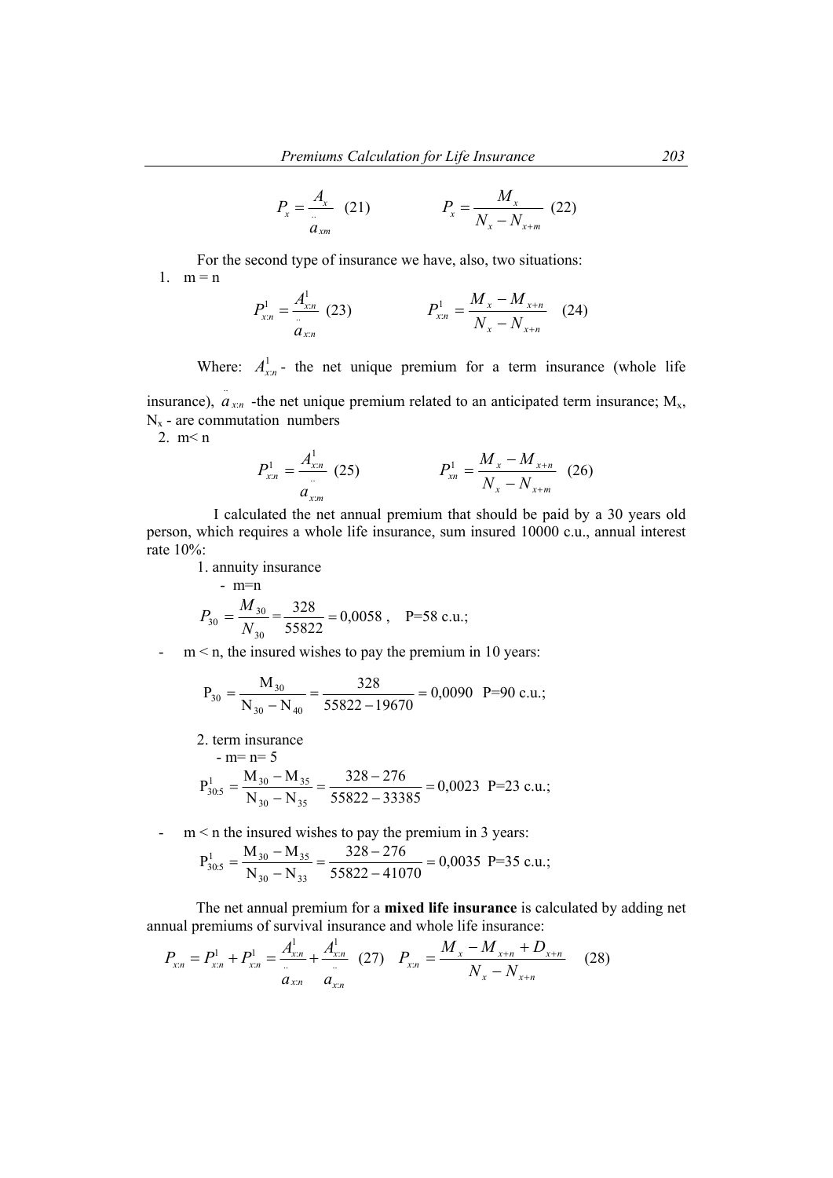$$P_x = \frac{A_x}{\ddot{a}_{xm}} \quad (21) \qquad\qquad P_x = \frac{M_x}{N_x - N_{x+m}} \quad (22)$$

For the second type of insurance we have, also, two situations:

1. m = n

$$P^1_{x:n} = \frac{A^1_{x:n}}{\ddot{a}_{x:n}} \quad (23) \qquad\qquad P^1_{x:n} = \frac{M_x - M_{x+n}}{N_x - N_{x+n}} \quad (24)$$

Where: $A^1_{x:n}$ - the net unique premium for a term insurance (whole life insurance), $\ddot{a}_{x:n}$ -the net unique premium related to an anticipated term insurance; $M_x$, $N_x$ - are commutation numbers

2. m< n

$$P^1_{x:n} = \frac{A^1_{x:n}}{\ddot{a}_{x:m}} \quad (25) \qquad\qquad P^1_{xn} = \frac{M_x - M_{x+n}}{N_x - N_{x+m}} \quad (26)$$

I calculated the net annual premium that should be paid by a 30 years old person, which requires a whole life insurance, sum insured 10000 c.u., annual interest rate 10%:

1. annuity insurance
   - m=n

$$P_{30} = \frac{M_{30}}{N_{30}} = \frac{328}{55822} = 0{,}0058 \,, \quad \text{P=58 c.u.;}$$

- m < n, the insured wishes to pay the premium in 10 years:

$$P_{30} = \frac{M_{30}}{N_{30} - N_{40}} = \frac{328}{55822 - 19670} = 0{,}0090 \quad \text{P=90 c.u.;}$$

2. term insurance
   - m= n= 5

$$P^1_{30:5} = \frac{M_{30} - M_{35}}{N_{30} - N_{35}} = \frac{328 - 276}{55822 - 33385} = 0{,}0023 \quad \text{P=23 c.u.;}$$

- m < n the insured wishes to pay the premium in 3 years:

$$P^1_{30:5} = \frac{M_{30} - M_{35}}{N_{30} - N_{33}} = \frac{328 - 276}{55822 - 41070} = 0{,}0035 \quad \text{P=35 c.u.;}$$

The net annual premium for a **mixed life insurance** is calculated by adding net annual premiums of survival insurance and whole life insurance:

$$P_{x:n} = P^1_{x:n} + P^1_{x:n} = \frac{A^1_{x:n}}{\ddot{a}_{x:n}} + \frac{A^1_{x:n}}{\ddot{a}_{x:n}} \quad (27) \qquad P_{x:n} = \frac{M_x - M_{x+n} + D_{x+n}}{N_x - N_{x+n}} \quad (28)$$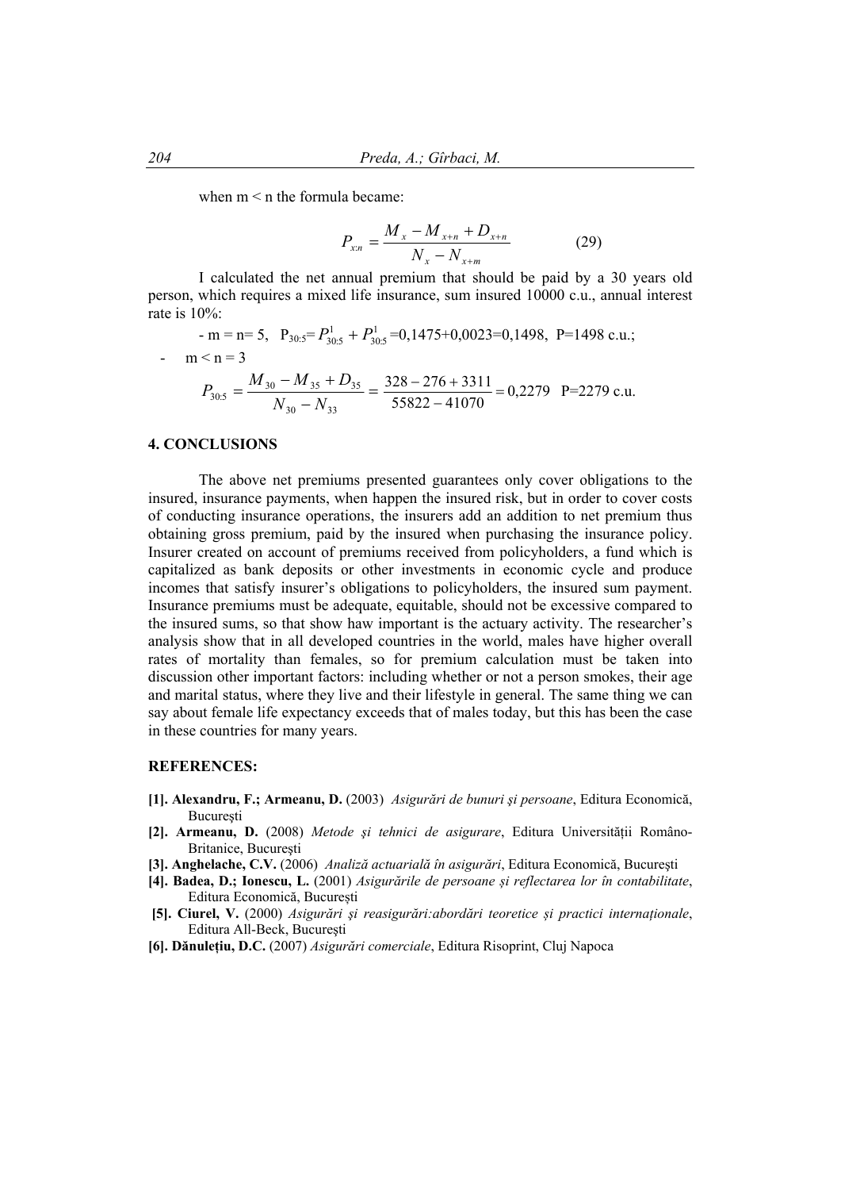when m < n the formula became:

$$P_{x:n} = \frac{M_x - M_{x+n} + D_{x+n}}{N_x - N_{x+m}} \qquad (29)$$

I calculated the net annual premium that should be paid by a 30 years old person, which requires a mixed life insurance, sum insured 10000 c.u., annual interest rate is 10%:

- m = n= 5, $P_{30:5} = P^{1}_{30:5} + P^{1}_{30:5}$ =0,1475+0,0023=0,1498, P=1498 c.u.;
- m < n = 3

$$P_{30:5} = \frac{M_{30} - M_{35} + D_{35}}{N_{30} - N_{33}} = \frac{328 - 276 + 3311}{55822 - 41070} = 0{,}2279 \quad \text{P=2279 c.u.}$$

## 4. CONCLUSIONS

The above net premiums presented guarantees only cover obligations to the insured, insurance payments, when happen the insured risk, but in order to cover costs of conducting insurance operations, the insurers add an addition to net premium thus obtaining gross premium, paid by the insured when purchasing the insurance policy. Insurer created on account of premiums received from policyholders, a fund which is capitalized as bank deposits or other investments in economic cycle and produce incomes that satisfy insurer's obligations to policyholders, the insured sum payment. Insurance premiums must be adequate, equitable, should not be excessive compared to the insured sums, so that show haw important is the actuary activity. The researcher's analysis show that in all developed countries in the world, males have higher overall rates of mortality than females, so for premium calculation must be taken into discussion other important factors: including whether or not a person smokes, their age and marital status, where they live and their lifestyle in general. The same thing we can say about female life expectancy exceeds that of males today, but this has been the case in these countries for many years.

## REFERENCES:

[1]. **Alexandru, F.; Armeanu, D.** (2003) *Asigurări de bunuri şi persoane*, Editura Economică, Bucureşti

[2]. **Armeanu, D.** (2008) *Metode şi tehnici de asigurare*, Editura Universităţii Româno-Britanice, Bucureşti

[3]. **Anghelache, C.V.** (2006) *Analiză actuarială în asigurări*, Editura Economică, Bucureşti

[4]. **Badea, D.; Ionescu, L.** (2001) *Asigurările de persoane și reflectarea lor în contabilitate*, Editura Economică, Bucureşti

[5]. **Ciurel, V.** (2000) *Asigurări şi reasigurări:abordări teoretice şi practici internaționale*, Editura All-Beck, Bucureşti

[6]. **Dănulețiu, D.C.** (2007) *Asigurări comerciale*, Editura Risoprint, Cluj Napoca